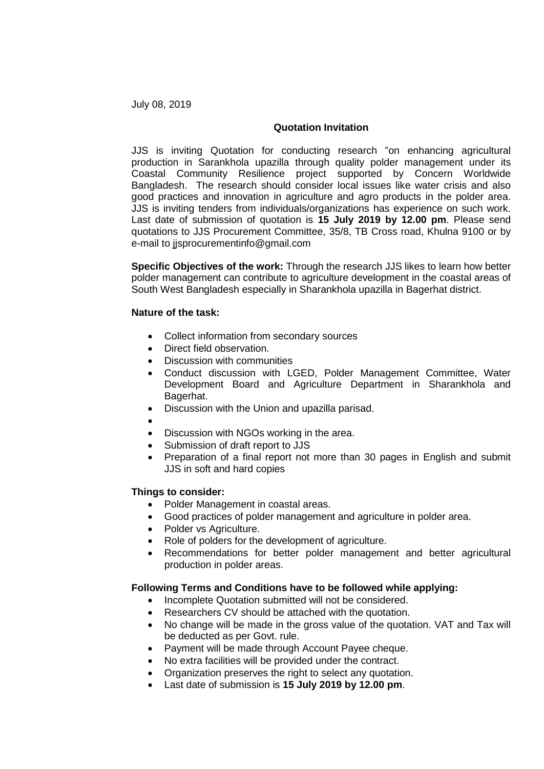July 08, 2019

**Quotation Invitation**

JJS is inviting Quotation for conducting research "on enhancing agricultural production in Sarankhola upazilla through quality polder management under its Coastal Community Resilience project supported by Concern Worldwide Bangladesh. The research should consider local issues like water crisis and also good practices and innovation in agriculture and agro products in the polder area. JJS is inviting tenders from individuals/organizations has experience on such work. Last date of submission of quotation is **15 July 2019 by 12.00 pm**. Please send quotations to JJS Procurement Committee, 35/8, TB Cross road, Khulna 9100 or by e-mail to jjsprocurementinfo@gmail.com

**Specific Objectives of the work:** Through the research JJS likes to learn how better polder management can contribute to agriculture development in the coastal areas of South West Bangladesh especially in Sharankhola upazilla in Bagerhat district.

**Nature of the task:**

- Collect information from secondary sources
- Direct field observation.
- Discussion with communities
- Conduct discussion with LGED, Polder Management Committee, Water Development Board and Agriculture Department in Sharankhola and Bagerhat.
- Discussion with the Union and upazilla parisad.
- 
- Discussion with NGOs working in the area.
- Submission of draft report to JJS
- Preparation of a final report not more than 30 pages in English and submit JJS in soft and hard copies

**Things to consider:**

- Polder Management in coastal areas.
- Good practices of polder management and agriculture in polder area.
- Polder vs Agriculture.
- Role of polders for the development of agriculture.
- Recommendations for better polder management and better agricultural production in polder areas.

**Following Terms and Conditions have to be followed while applying:**

- Incomplete Quotation submitted will not be considered.
- Researchers CV should be attached with the quotation.
- No change will be made in the gross value of the quotation. VAT and Tax will be deducted as per Govt. rule.
- Payment will be made through Account Payee cheque.
- No extra facilities will be provided under the contract.
- Organization preserves the right to select any quotation.
- Last date of submission is **15 July 2019 by 12.00 pm**.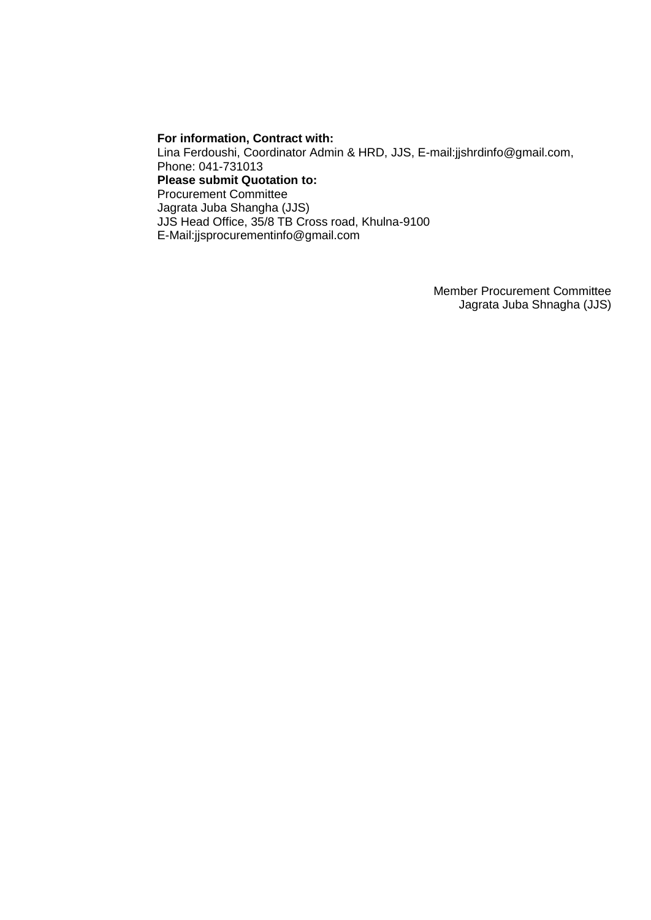**For information, Contract with:**
Lina Ferdoushi, Coordinator Admin & HRD, JJS, E-mail:jjshrdinfo@gmail.com,
Phone: 041-731013

**Please submit Quotation to:**
Procurement Committee
Jagrata Juba Shangha (JJS)
JJS Head Office, 35/8 TB Cross road, Khulna-9100
E-Mail:jjsprocurementinfo@gmail.com

Member Procurement Committee
Jagrata Juba Shnagha (JJS)